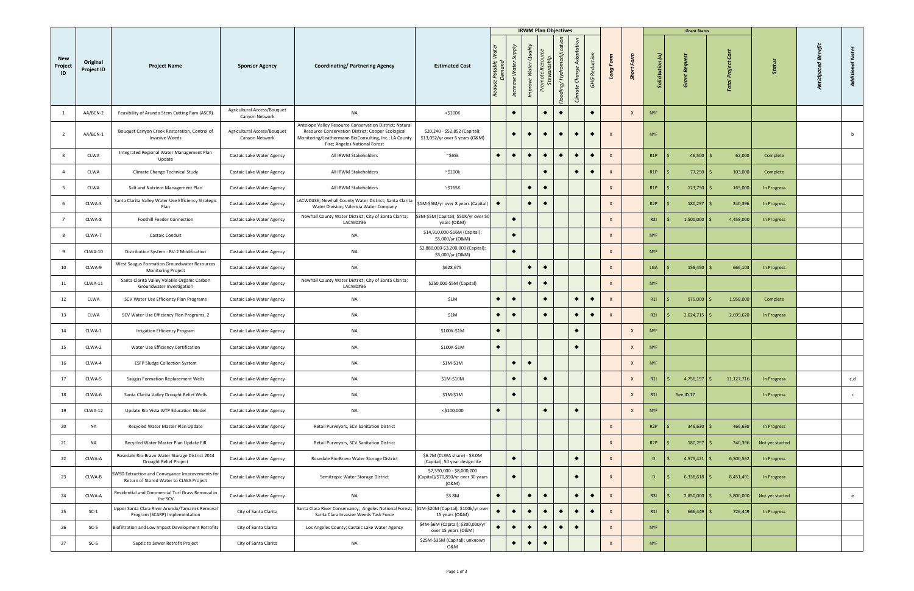| New Project ID | Original Project ID | Project Name | Sponsor Agency | Coordinating/ Partnering Agency | Estimated Cost | IRWM Plan Objectives | | | | | | | Long Form | Short Form | Grant Status | | | Status | Anticipated Benefit | Additional Notes |
|---|---|---|---|---|---|---|---|---|---|---|---|---|---|---|---|---|---|---|---|---|
| | | | | | | Reduce Potable Water Demand | Increase Water Supply | Improve Water Quality | Promote Resource Stewardship | Flooding/ Hydromodification | Climate Change Adaptation | GHG Reduction | | | Solicitation (a) | Grant Request | Total Project Cost | | | |
| 1 | AA/BCN-2 | Feasibility of Arundo Stem Cutting Ram (ASCR) | Agricultural Access/Bouquet Canyon Network | NA | <$100K | | ◆ | | ◆ | ◆ | | ◆ | | X | NYF | | | | | |
| 2 | AA/BCN-1 | Bouquet Canyon Creek Restoration, Control of Invasive Weeds | Agricultural Access/Bouquet Canyon Network | Antelope Valley Resource Conservation District; Natural Resource Conservation District; Cooper Ecological Monitoring/Leathermann BioConsulting, Inc.; LA County Fire; Angeles National Forest | $20,240 - $52,852 (Capital); $13,052/yr over 5 years (O&M) | | ◆ | ◆ | ◆ | ◆ | ◆ | ◆ | X | | NYF | | | | | b |
| 3 | CLWA | Integrated Regional Water Management Plan Update | Castaic Lake Water Agency | All IRWM Stakeholders | ~$65k | ◆ | ◆ | ◆ | ◆ | ◆ | ◆ | ◆ | X | | R1P | $ 46,500 | $ 62,000 | Complete | | |
| 4 | CLWA | Climate Change Technical Study | Castaic Lake Water Agency | All IRWM Stakeholders | ~$100k | | | | ◆ | | ◆ | ◆ | X | | R1P | $ 77,250 | $ 103,000 | Complete | | |
| 5 | CLWA | Salt and Nutrient Management Plan | Castaic Lake Water Agency | All IRWM Stakeholders | ~$165K | | | ◆ | ◆ | | | | X | | R1P | $ 123,750 | $ 165,000 | In Progress | | |
| 6 | CLWA-3 | Santa Clarita Valley Water Use Efficiency Strategic Plan | Castaic Lake Water Agency | LACWD#36; Newhall County Water District; Santa Clarita Water Division; Valencia Water Company | $1M-$5M/yr over 8 years (Capital) | ◆ | | ◆ | ◆ | | | | X | | R2P | $ 180,297 | $ 240,396 | In Progress | | |
| 7 | CLWA-8 | Foothill Feeder Connection | Castaic Lake Water Agency | Newhall County Water District; City of Santa Clarita; LACWD#36 | $3M-$5M (Capital); $50K/yr over 50 years (O&M) | | ◆ | | | | | | X | | R2I | $ 1,500,000 | $ 4,458,000 | In Progress | | |
| 8 | CLWA-7 | Castaic Conduit | Castaic Lake Water Agency | NA | $14,910,000-$16M (Capital); $5,000/yr (O&M) | | ◆ | | | | | | X | | NYF | | | | | |
| 9 | CLWA-10 | Distribution System - RV-2 Modification | Castaic Lake Water Agency | NA | $2,880,000-$3,200,000 (Capital); $5,000/yr (O&M) | | ◆ | | | | | | X | | NYF | | | | | |
| 10 | CLWA-9 | West Saugus Formation Groundwater Resources Monitoring Project | Castaic Lake Water Agency | NA | $628,675 | | | ◆ | ◆ | | | | X | | LGA | $ 158,450 | $ 666,103 | In Progress | | |
| 11 | CLWA-11 | Santa Clarita Valley Volatile Organic Carbon Groundwater Investigation | Castaic Lake Water Agency | Newhall County Water District; City of Santa Clarita; LACWD#36 | $250,000-$5M (Capital) | | | ◆ | ◆ | | | | X | | NYF | | | | | |
| 12 | CLWA | SCV Water Use Efficiency Plan Programs | Castaic Lake Water Agency | NA | $1M | ◆ | ◆ | | ◆ | | ◆ | ◆ | X | | R1I | $ 979,000 | $ 1,958,000 | Complete | | |
| 13 | CLWA | SCV Water Use Efficiency Plan Programs, 2 | Castaic Lake Water Agency | NA | $1M | ◆ | ◆ | | ◆ | | ◆ | ◆ | X | | R2I | $ 2,024,715 | $ 2,699,620 | In Progress | | |
| 14 | CLWA-1 | Irrigation Efficiency Program | Castaic Lake Water Agency | NA | $100K-$1M | ◆ | | | | | ◆ | | | X | NYF | | | | | |
| 15 | CLWA-2 | Water Use Efficiency Certification | Castaic Lake Water Agency | NA | $100K-$1M | ◆ | | | | | ◆ | | | X | NYF | | | | | |
| 16 | CLWA-4 | ESFP Sludge Collection System | Castaic Lake Water Agency | NA | $1M-$1M | | ◆ | ◆ | | | | | | X | NYF | | | | | |
| 17 | CLWA-5 | Saugus Formation Replacement Wells | Castaic Lake Water Agency | NA | $1M-$10M | | ◆ | | ◆ | | | | | X | R1I | $ 4,756,197 | $ 11,127,716 | In Progress | | c,d |
| 18 | CLWA-6 | Santa Clarita Valley Drought Relief Wells | Castaic Lake Water Agency | NA | $1M-$1M | | ◆ | | | | | | | X | R1I | See ID 17 | | In Progress | | c |
| 19 | CLWA-12 | Update Rio Vista WTP Education Model | Castaic Lake Water Agency | NA | <$100,000 | ◆ | | | ◆ | | ◆ | | | X | NYF | | | | | |
| 20 | NA | Recycled Water Master Plan Update | Castaic Lake Water Agency | Retail Purveyors, SCV Sanitation District | | | | | | | | | X | | R2P | $ 346,630 | $ 466,630 | In Progress | | |
| 21 | NA | Recycled Water Master Plan Update EIR | Castaic Lake Water Agency | Retail Purveyors, SCV Sanitation District | | | | | | | | | X | | R2P | $ 180,297 | $ 240,396 | Not yet started | | |
| 22 | CLWA-A | Rosedale Rio-Bravo Water Storage District 2014 Drought Relief Project | Castaic Lake Water Agency | Rosedale Rio-Bravo Water Storage District | $6.7M (CLWA share) - $8.0M (Capital); 50 year design life | | ◆ | | | | ◆ | | X | | D | $ 4,575,421 | $ 6,500,562 | In Progress | | |
| 23 | CLWA-B | SWSD Extraction and Conveyance Improvements for Return of Stored Water to CLWA Project | Castaic Lake Water Agency | Semitropic Water Storage District | $7,350,000 - $8,000,000 (Capital)/$70,850/yr over 30 years (O&M) | | ◆ | | | | ◆ | | X | | D | $ 6,338,618 | $ 8,451,491 | In Progress | | |
| 24 | CLWA-A | Residential and Commercial Turf Grass Removal in the SCV | Castaic Lake Water Agency | NA | $3.8M | ◆ | | ◆ | ◆ | | ◆ | ◆ | X | | R3I | $ 2,850,000 | $ 3,800,000 | Not yet started | | e |
| 25 | SC-1 | Upper Santa Clara River Arundo/Tamarisk Removal Program (SCARP) Implementation | City of Santa Clarita | Santa Clara River Conservancy; Angeles National Forest; Santa Clara Invasive Weeds Task Force | $1M-$20M (Capital); $100k/yr over 15 years (O&M) | ◆ | ◆ | ◆ | ◆ | ◆ | ◆ | ◆ | X | | R1I | $ 666,449 | $ 726,449 | In Progress | | |
| 26 | SC-5 | Biofiltration and Low Impact Development Retrofits | City of Santa Clarita | Los Angeles County; Castaic Lake Water Agency | $4M-$6M (Capital); $200,000/yr over 15 years (O&M) | ◆ | ◆ | ◆ | ◆ | ◆ | ◆ | | X | | NYF | | | | | |
| 27 | SC-6 | Septic to Sewer Retrofit Project | City of Santa Clarita | NA | $25M-$35M (Capital); unknown O&M | | ◆ | ◆ | ◆ | | | | X | | NYF | | | | | |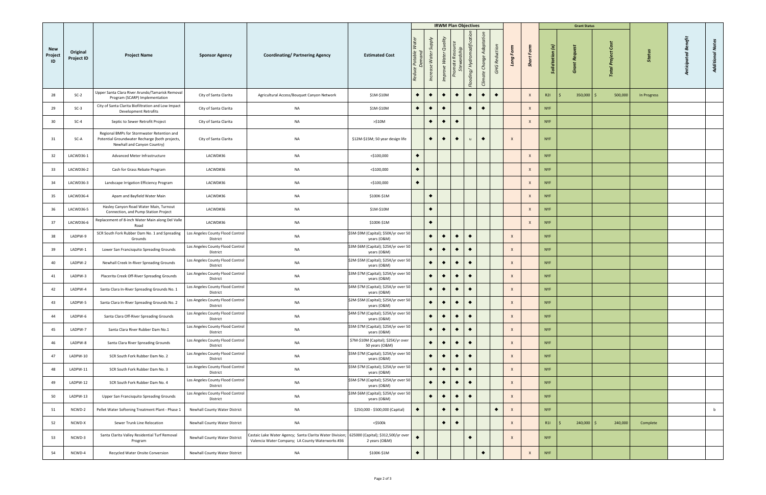| New Project ID | Original Project ID | Project Name | Sponsor Agency | Coordinating/ Partnering Agency | Estimated Cost | IRWM Plan Objectives | | | | | | | Long Form | Short Form | Grant Status | | | Status | Anticipated Benefit | Additional Notes |
|---|---|---|---|---|---|---|---|---|---|---|---|---|---|---|---|---|---|---|---|---|
| | | | | | | Reduce Potable Water Demand | Increase Water Supply | Improve Water Quality | Promote Resource Stewardship | Flooding/ Hydromodification | Climate Change Adaptation | GHG Reduction | | | Solicitation (a) | Grant Request | Total Project Cost | | | |
| 28 | SC-2 | Upper Santa Clara River Arundo/Tamarisk Removal Program (SCARP) Implementation | City of Santa Clarita | Agricultural Access/Bouquet Canyon Network | $1M-$10M | ◆ | ◆ | ◆ | ◆ | ◆ | ◆ | ◆ | | X | R2I | $ 350,000 | $ 500,000 | In Progress | | |
| 29 | SC-3 | City of Santa Clarita Biofiltration and Low Impact Development Retrofits | City of Santa Clarita | NA | $1M-$10M | ◆ | ◆ | ◆ | | ◆ | ◆ | | | X | NYF | | | | | |
| 30 | SC-4 | Septic to Sewer Retrofit Project | City of Santa Clarita | NA | >$10M | | ◆ | ◆ | ◆ | | | | | X | NYF | | | | | |
| 31 | SC-A | Regional BMPs for Stormwater Retention and Potential Groundwater Recharge (both projects, Newhall and Canyon Country) | City of Santa Clarita | NA | $12M-$15M; 50 year design life | | ◆ | ◆ | ◆ | u | ◆ | | X | | NYF | | | | | |
| 32 | LACWD36-1 | Advanced Meter Infrastructure | LACWD#36 | NA | <$100,000 | ◆ | | | | | | | | X | NYF | | | | | |
| 33 | LACWD36-2 | Cash for Grass Rebate Program | LACWD#36 | NA | <$100,000 | ◆ | | | | | | | | X | NYF | | | | | |
| 34 | LACWD36-3 | Landscape Irrigation Efficiency Program | LACWD#36 | NA | <$100,000 | ◆ | | | | | | | | X | NYF | | | | | |
| 35 | LACWD36-4 | Apam and Bayfield Water Main | LACWD#36 | NA | $100K-$1M | | ◆ | | | | | | | X | NYF | | | | | |
| 36 | LACWD36-5 | Hasley Canyon Road Water Main, Turnout Connection, and Pump Station Project | LACWD#36 | NA | $1M-$10M | | ◆ | | | | | | | X | NYF | | | | | |
| 37 | LACWD36-6 | Replacement of 8-inch Water Main along Del Valle Road | LACWD#36 | NA | $100K-$1M | | ◆ | | | | | | | X | NYF | | | | | |
| 38 | LADPW-9 | SCR South Fork Rubber Dam No. 1 and Spreading Grounds | Los Angeles County Flood Control District | NA | $5M-$9M (Capital); $50K/yr over 50 years (O&M) | | ◆ | ◆ | ◆ | ◆ | | | X | | NYF | | | | | |
| 39 | LADPW-1 | Lower San Francisquito Spreading Grounds | Los Angeles County Flood Control District | NA | $3M-$6M (Capital); $25K/yr over 50 years (O&M) | | ◆ | ◆ | ◆ | ◆ | | | X | | NYF | | | | | |
| 40 | LADPW-2 | Newhall Creek In-River Spreading Grounds | Los Angeles County Flood Control District | NA | $2M-$5M (Capital); $25K/yr over 50 years (O&M) | | ◆ | ◆ | ◆ | ◆ | | | X | | NYF | | | | | |
| 41 | LADPW-3 | Placerita Creek Off-River Spreading Grounds | Los Angeles County Flood Control District | NA | $3M-$7M (Capital); $25K/yr over 50 years (O&M) | | ◆ | ◆ | ◆ | ◆ | | | X | | NYF | | | | | |
| 42 | LADPW-4 | Santa Clara In-River Spreading Grounds No. 1 | Los Angeles County Flood Control District | NA | $4M-$7M (Capital); $25K/yr over 50 years (O&M) | | ◆ | ◆ | ◆ | ◆ | | | X | | NYF | | | | | |
| 43 | LADPW-5 | Santa Clara In-River Spreading Grounds No. 2 | Los Angeles County Flood Control District | NA | $2M-$5M (Capital); $25K/yr over 50 years (O&M) | | ◆ | ◆ | ◆ | ◆ | | | X | | NYF | | | | | |
| 44 | LADPW-6 | Santa Clara Off-River Spreading Grounds | Los Angeles County Flood Control District | NA | $4M-$7M (Capital); $25K/yr over 50 years (O&M) | | ◆ | ◆ | ◆ | ◆ | | | X | | NYF | | | | | |
| 45 | LADPW-7 | Santa Clara River Rubber Dam No.1 | Los Angeles County Flood Control District | NA | $5M-$7M (Capital); $25K/yr over 50 years (O&M) | | ◆ | ◆ | ◆ | ◆ | | | X | | NYF | | | | | |
| 46 | LADPW-8 | Santa Clara River Spreading Grounds | Los Angeles County Flood Control District | NA | $7M-$10M (Capital); $25K/yr over 50 years (O&M) | | ◆ | ◆ | ◆ | ◆ | | | X | | NYF | | | | | |
| 47 | LADPW-10 | SCR South Fork Rubber Dam No. 2 | Los Angeles County Flood Control District | NA | $5M-$7M (Capital); $25K/yr over 50 years (O&M) | | ◆ | ◆ | ◆ | ◆ | | | X | | NYF | | | | | |
| 48 | LADPW-11 | SCR South Fork Rubber Dam No. 3 | Los Angeles County Flood Control District | NA | $5M-$7M (Capital); $25K/yr over 50 years (O&M) | | ◆ | ◆ | ◆ | ◆ | | | X | | NYF | | | | | |
| 49 | LADPW-12 | SCR South Fork Rubber Dam No. 4 | Los Angeles County Flood Control District | NA | $5M-$7M (Capital); $25K/yr over 50 years (O&M) | | ◆ | ◆ | ◆ | ◆ | | | X | | NYF | | | | | |
| 50 | LADPW-13 | Upper San Francisquito Spreading Grounds | Los Angeles County Flood Control District | NA | $3M-$6M (Capital); $25K/yr over 50 years (O&M) | | ◆ | ◆ | ◆ | ◆ | | | X | | NYF | | | | | |
| 51 | NCWD-2 | Pellet Water Softening Treatment Plant - Phase 1 | Newhall County Water District | NA | $250,000 - $500,000 (Capital) | ◆ | | ◆ | ◆ | | | ◆ | X | | NYF | | | | | b |
| 52 | NCWD-X | Sewer Trunk Line Relocation | Newhall County Water District | NA | <$500k | | | ◆ | ◆ | | | | X | | R1I | $ 240,000 | $ 240,000 | Complete | | |
| 53 | NCWD-3 | Santa Clarita Valley Residential Turf Removal Program | Newhall County Water District | Castaic Lake Water Agency; Santa Clarita Water Division; Valencia Water Company; LA County Waterworks #36 | 625000 (Capital); $312,500/yr over 2 years (O&M) | ◆ | | | | ◆ | | | X | | NYF | | | | | |
| 54 | NCWD-4 | Recycled Water Onsite Conversion | Newhall County Water District | NA | $100K-$1M | ◆ | | | | | ◆ | | | X | NYF | | | | | |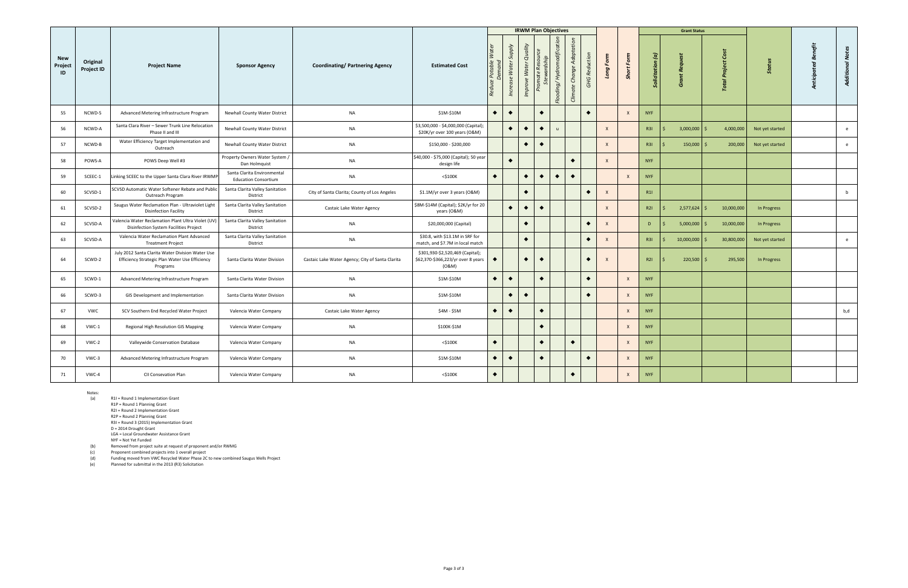| New Project ID | Original Project ID | Project Name | Sponsor Agency | Coordinating/ Partnering Agency | Estimated Cost | IRWM Plan Objectives | | | | | | | Long Form | Short Form | Grant Status | | | Status | Anticipated Benefit | Additional Notes |
|---|---|---|---|---|---|---|---|---|---|---|---|---|---|---|---|---|---|---|---|---|
| | | | | | | Reduce Potable Water Demand | Increase Water Supply | Improve Water Quality | Promote Resource Stewardship | Flooding/ Hydromodification | Climate Change Adaptation | GHG Reduction | | | Solicitation (a) | Grant Request | Total Project Cost | | | |
| 55 | NCWD-5 | Advanced Metering Infrastructure Program | Newhall County Water District | NA | $1M-$10M | ◆ | ◆ | | ◆ | | | ◆ | | X | NYF | | | | | |
| 56 | NCWD-A | Santa Clara River – Sewer Trunk Line Relocation Phase II and III | Newhall County Water District | NA | $3,500,000 - $4,000,000 (Capital); $20K/yr over 100 years (O&M) | | ◆ | ◆ | ◆ | u | | | X | | R3I | $ 3,000,000 | $ 4,000,000 | Not yet started | | e |
| 57 | NCWD-B | Water Efficiency Target Implementation and Outreach | Newhall County Water District | NA | $150,000 - $200,000 | | | ◆ | ◆ | | | | X | | R3I | $ 150,000 | $ 200,000 | Not yet started | | e |
| 58 | POWS-A | POWS Deep Well #3 | Property Owners Water System / Dan Holmquist | NA | $40,000 - $75,000 (Capital); 50 year design life | | ◆ | | | | ◆ | | X | | NYF | | | | | |
| 59 | SCEEC-1 | Linking SCEEC to the Upper Santa Clara River IRWMP | Santa Clarita Environmental Education Consortium | NA | <$100K | ◆ | | ◆ | ◆ | ◆ | ◆ | | | X | NYF | | | | | |
| 60 | SCVSD-1 | SCVSD Automatic Water Softener Rebate and Public Outreach Program | Santa Clarita Valley Sanitation District | City of Santa Clarita; County of Los Angeles | $1.1M/yr over 3 years (O&M) | | | ◆ | | | | ◆ | X | | R1I | | | | | b |
| 61 | SCVSD-2 | Saugus Water Reclamation Plan - Ultraviolet Light Disinfection Facility | Santa Clarita Valley Sanitation District | Castaic Lake Water Agency | $8M-$14M (Capital); $2K/yr for 20 years (O&M) | | ◆ | ◆ | ◆ | | | | X | | R2I | $ 2,577,624 | $ 10,000,000 | In Progress | | |
| 62 | SCVSD-A | Valencia Water Reclamation Plant Ultra Violet (UV) Disinfection System Facilities Project | Santa Clarita Valley Sanitation District | NA | $20,000,000 (Capital) | | | ◆ | | | | ◆ | X | | D | $ 5,000,000 | $ 10,000,000 | In Progress | | |
| 63 | SCVSD-A | Valencia Water Reclamation Plant Advanced Treatment Project | Santa Clarita Valley Sanitation District | NA | $30.8, with $13.1M in SRF for match, and $7.7M in local match | | | ◆ | | | | ◆ | X | | R3I | $ 10,000,000 | $ 30,800,000 | Not yet started | | e |
| 64 | SCWD-2 | July 2012 Santa Clarita Water Division Water Use Efficiency Strategic Plan Water Use Efficiency Programs | Santa Clarita Water Division | Castaic Lake Water Agency; City of Santa Clarita | $301,930-$2,520,469 (Capital); $62,370-$366,223/yr over 8 years (O&M) | ◆ | | ◆ | ◆ | | | ◆ | X | | R2I | $ 220,500 | $ 295,500 | In Progress | | |
| 65 | SCWD-1 | Advanced Metering Infrastructure Program | Santa Clarita Water Division | NA | $1M-$10M | ◆ | ◆ | | ◆ | | | ◆ | | X | NYF | | | | | |
| 66 | SCWD-3 | GIS Development and Implementation | Santa Clarita Water Division | NA | $1M-$10M | | ◆ | ◆ | | | | ◆ | | X | NYF | | | | | |
| 67 | VWC | SCV Southern End Recycled Water Project | Valencia Water Company | Castaic Lake Water Agency | $4M - $5M | ◆ | ◆ | | ◆ | | | | | X | NYF | | | | | b,d |
| 68 | VWC-1 | Regional High Resolution GIS Mapping | Valencia Water Company | NA | $100K-$1M | | | | ◆ | | | | | X | NYF | | | | | |
| 69 | VWC-2 | Valleywide Conservation Database | Valencia Water Company | NA | <$100K | ◆ | | | ◆ | | ◆ | | | X | NYF | | | | | |
| 70 | VWC-3 | Advanced Metering Infrastructure Program | Valencia Water Company | NA | $1M-$10M | ◆ | ◆ | | ◆ | | | ◆ | | X | NYF | | | | | |
| 71 | VWC-4 | CII Consevation Plan | Valencia Water Company | NA | <$100K | ◆ | | | | | ◆ | | | X | NYF | | | | | |

Notes:

(a) R1I = Round 1 Implementation Grant
R1P = Round 1 Planning Grant
R2I = Round 2 Implementation Grant
R2P = Round 2 Planning Grant
R3I = Round 3 (2015) Implementation Grant
D = 2014 Drought Grant
LGA = Local Groundwater Assistance Grant
NYF = Not Yet Funded

(b) Removed from project suite at request of proponent and/or RWMG

(c) Proponent combined projects into 1 overall project

(d) Funding moved from VWC Recycled Water Phase 2C to new combined Saugus Wells Project

(e) Planned for submittal in the 2013 (R3) Solicitation